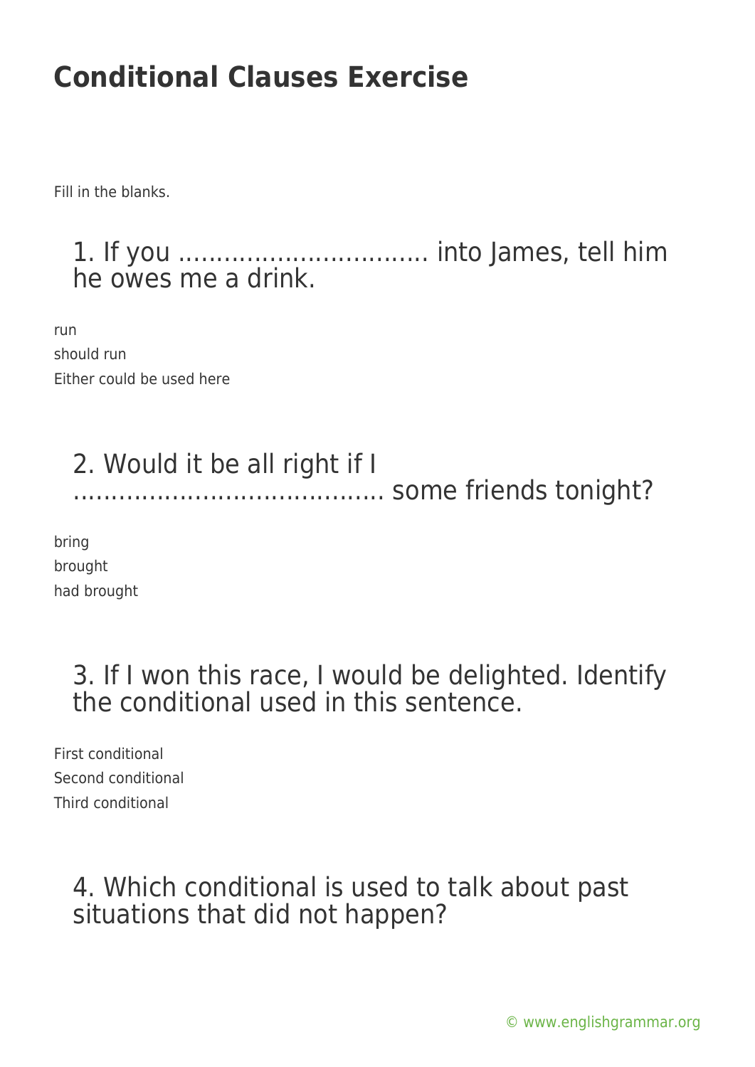# Conditional Clauses Exercise

Fill in the blanks.

### 1. If you ................................ into James, tell him he owes me a drink.

run

should run

Either could be used here

### 2. Would it be all right if I ........................................ some friends tonight?

bring

brought

had brought

### 3. If I won this race, I would be delighted. Identify the conditional used in this sentence.

First conditional

Second conditional

Third conditional

### 4. Which conditional is used to talk about past situations that did not happen?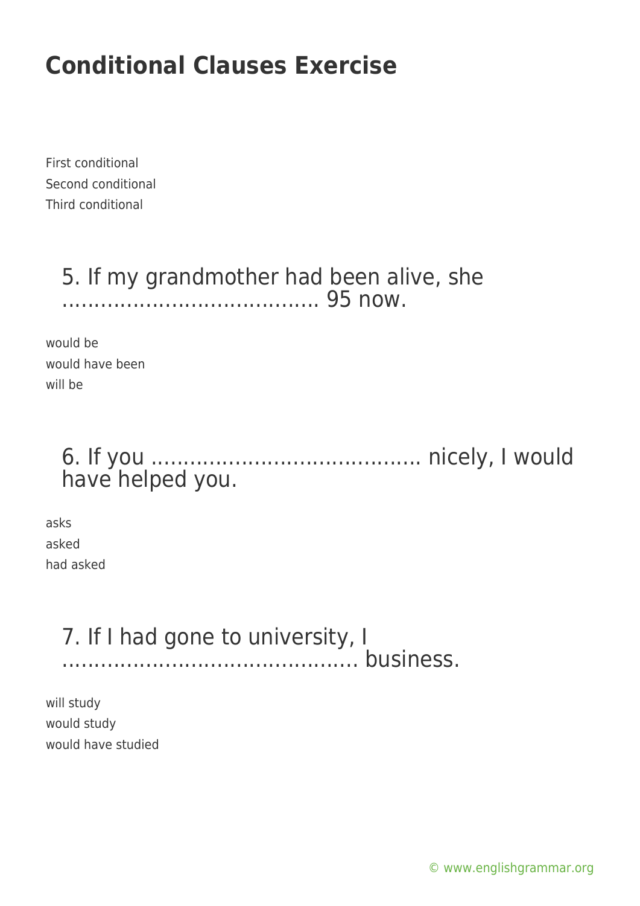# Conditional Clauses Exercise

First conditional
Second conditional
Third conditional

## 5. If my grandmother had been alive, she ……………………………….. 95 now.

would be
would have been
will be

## 6. If you ………………………………….. nicely, I would have helped you.

asks
asked
had asked

## 7. If I had gone to university, I …………………………………….. business.

will study
would study
would have studied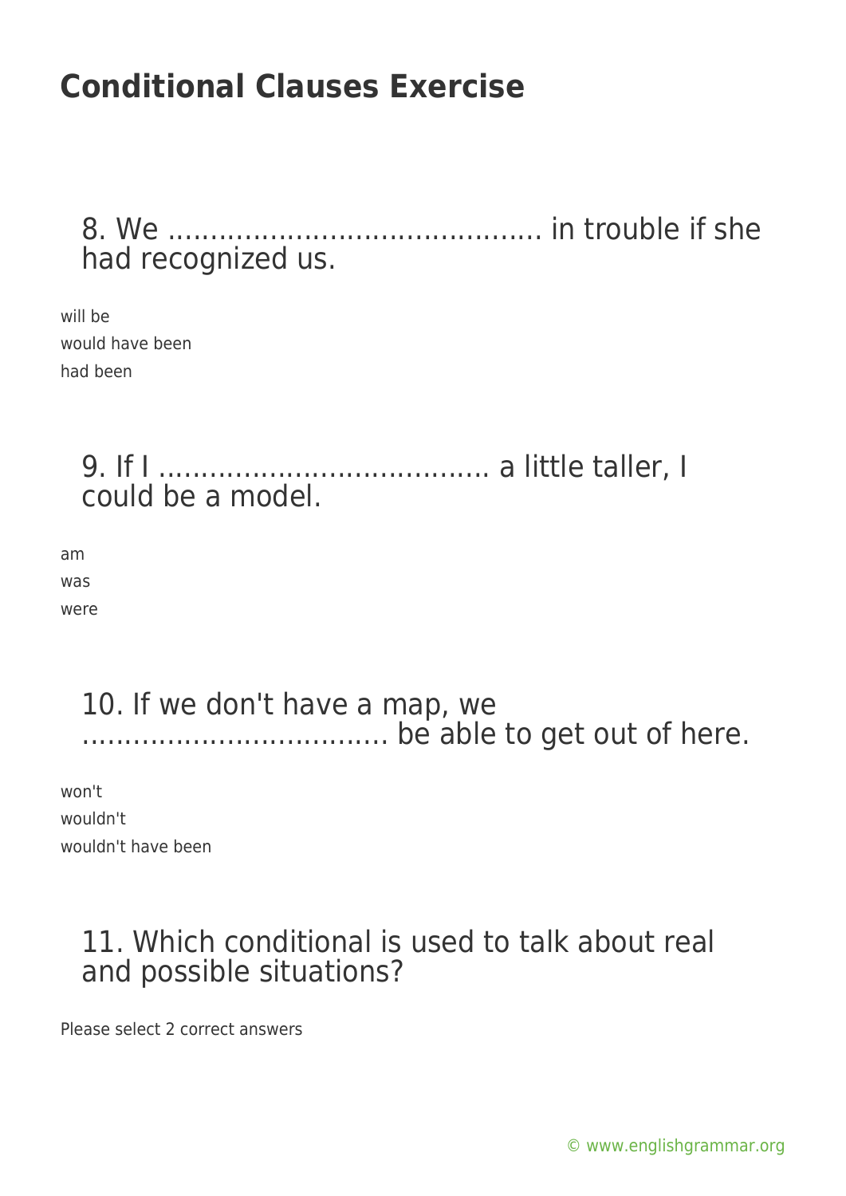# Conditional Clauses Exercise

## 8. We ........................................... in trouble if she had recognized us.

will be
would have been
had been

## 9. If I ...................................... a little taller, I could be a model.

am
was
were

## 10. If we don't have a map, we .................................... be able to get out of here.

won't
wouldn't
wouldn't have been

## 11. Which conditional is used to talk about real and possible situations?

Please select 2 correct answers

© www.englishgrammar.org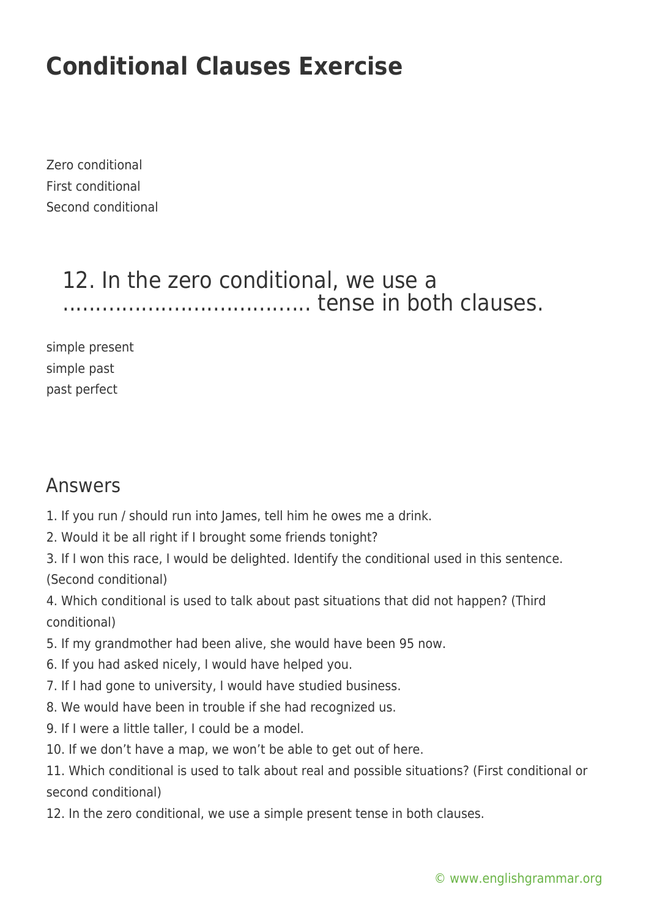# Conditional Clauses Exercise

Zero conditional
First conditional
Second conditional

## 12. In the zero conditional, we use a ………………………………. tense in both clauses.

simple present
simple past
past perfect

## Answers

1. If you run / should run into James, tell him he owes me a drink.
2. Would it be all right if I brought some friends tonight?
3. If I won this race, I would be delighted. Identify the conditional used in this sentence. (Second conditional)
4. Which conditional is used to talk about past situations that did not happen? (Third conditional)
5. If my grandmother had been alive, she would have been 95 now.
6. If you had asked nicely, I would have helped you.
7. If I had gone to university, I would have studied business.
8. We would have been in trouble if she had recognized us.
9. If I were a little taller, I could be a model.
10. If we don't have a map, we won't be able to get out of here.
11. Which conditional is used to talk about real and possible situations? (First conditional or second conditional)
12. In the zero conditional, we use a simple present tense in both clauses.